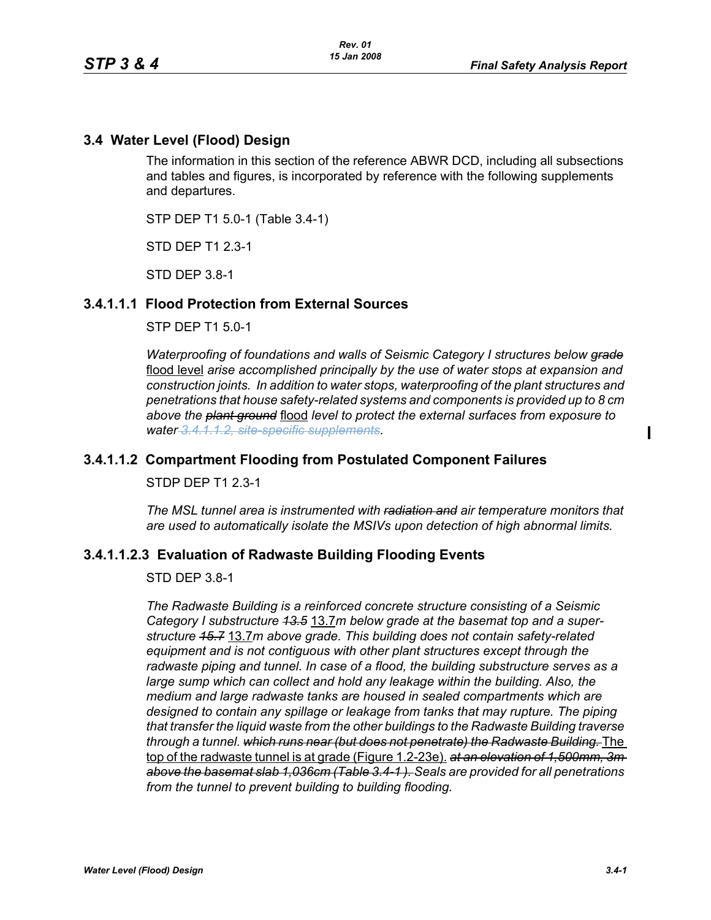## 3.4 Water Level (Flood) Design

The information in this section of the reference ABWR DCD, including all subsections and tables and figures, is incorporated by reference with the following supplements and departures.

STP DEP T1 5.0-1 (Table 3.4-1)

STD DEP T1 2.3-1

STD DEP 3.8-1

### 3.4.1.1.1 Flood Protection from External Sources

STP DEP T1 5.0-1

*Waterproofing of foundations and walls of Seismic Category I structures below ~~grade~~* flood level *arise accomplished principally by the use of water stops at expansion and construction joints. In addition to water stops, waterproofing of the plant structures and penetrations that house safety-related systems and components is provided up to 8 cm above the ~~plant ground~~* flood *level to protect the external surfaces from exposure to water ~~3.4.1.1.2, site-specific supplements~~.*

### 3.4.1.1.2 Compartment Flooding from Postulated Component Failures

STDP DEP T1 2.3-1

*The MSL tunnel area is instrumented with ~~radiation and~~ air temperature monitors that are used to automatically isolate the MSIVs upon detection of high abnormal limits.*

### 3.4.1.1.2.3 Evaluation of Radwaste Building Flooding Events

STD DEP 3.8-1

*The Radwaste Building is a reinforced concrete structure consisting of a Seismic Category I substructure ~~13.5~~* 13.7*m below grade at the basemat top and a superstructure ~~15.7~~* 13.7*m above grade. This building does not contain safety-related equipment and is not contiguous with other plant structures except through the radwaste piping and tunnel. In case of a flood, the building substructure serves as a large sump which can collect and hold any leakage within the building. Also, the medium and large radwaste tanks are housed in sealed compartments which are designed to contain any spillage or leakage from tanks that may rupture. The piping that transfer the liquid waste from the other buildings to the Radwaste Building traverse through a tunnel. ~~which runs near (but does not penetrate) the Radwaste Building.~~* The top of the radwaste tunnel is at grade (Figure 1.2-23e). *~~at an elevation of 1,500mm, 3m above the basemat slab 1,036cm (Table 3.4-1 ).~~ Seals are provided for all penetrations from the tunnel to prevent building to building flooding.*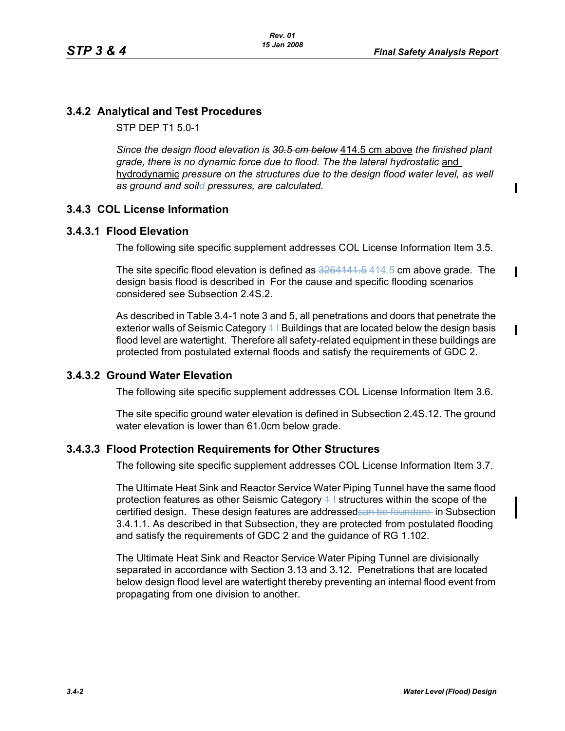## 3.4.2 Analytical and Test Procedures

STP DEP T1 5.0-1

*Since the design flood elevation is ~~30.5 cm below~~* <u>414.5 cm above</u> *the finished plant grade~~, there is no dynamic force due to flood. The~~ the lateral hydrostatic* <u>and hydrodynamic</u> *pressure on the structures due to the design flood water level, as well as ground and soil~~d~~ pressures, are calculated.*

## 3.4.3 COL License Information

### 3.4.3.1 Flood Elevation

The following site specific supplement addresses COL License Information Item 3.5.

The site specific flood elevation is defined as ~~3264141.5~~ 414.5 cm above grade. The design basis flood is described in For the cause and specific flooding scenarios considered see Subsection 2.4S.2.

As described in Table 3.4-1 note 3 and 5, all penetrations and doors that penetrate the exterior walls of Seismic Category ~~1~~ I Buildings that are located below the design basis flood level are watertight. Therefore all safety-related equipment in these buildings are protected from postulated external floods and satisfy the requirements of GDC 2.

### 3.4.3.2 Ground Water Elevation

The following site specific supplement addresses COL License Information Item 3.6.

The site specific ground water elevation is defined in Subsection 2.4S.12. The ground water elevation is lower than 61.0cm below grade.

### 3.4.3.3 Flood Protection Requirements for Other Structures

The following site specific supplement addresses COL License Information Item 3.7.

The Ultimate Heat Sink and Reactor Service Water Piping Tunnel have the same flood protection features as other Seismic Category ~~1~~ I structures within the scope of the certified design. These design features are addressed~~can be foundare~~ in Subsection 3.4.1.1. As described in that Subsection, they are protected from postulated flooding and satisfy the requirements of GDC 2 and the guidance of RG 1.102.

The Ultimate Heat Sink and Reactor Service Water Piping Tunnel are divisionally separated in accordance with Section 3.13 and 3.12. Penetrations that are located below design flood level are watertight thereby preventing an internal flood event from propagating from one division to another.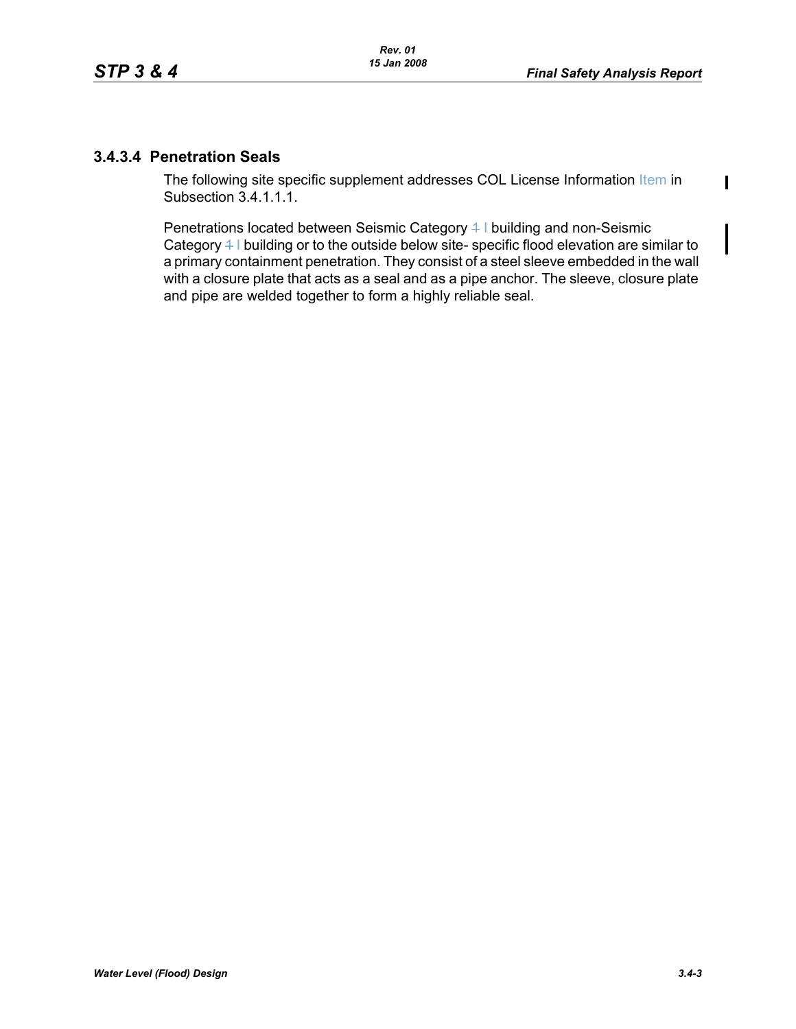### 3.4.3.4 Penetration Seals

The following site specific supplement addresses COL License Information Item in Subsection 3.4.1.1.1.

Penetrations located between Seismic Category ~~1~~ I building and non-Seismic Category ~~1~~ I building or to the outside below site- specific flood elevation are similar to a primary containment penetration. They consist of a steel sleeve embedded in the wall with a closure plate that acts as a seal and as a pipe anchor. The sleeve, closure plate and pipe are welded together to form a highly reliable seal.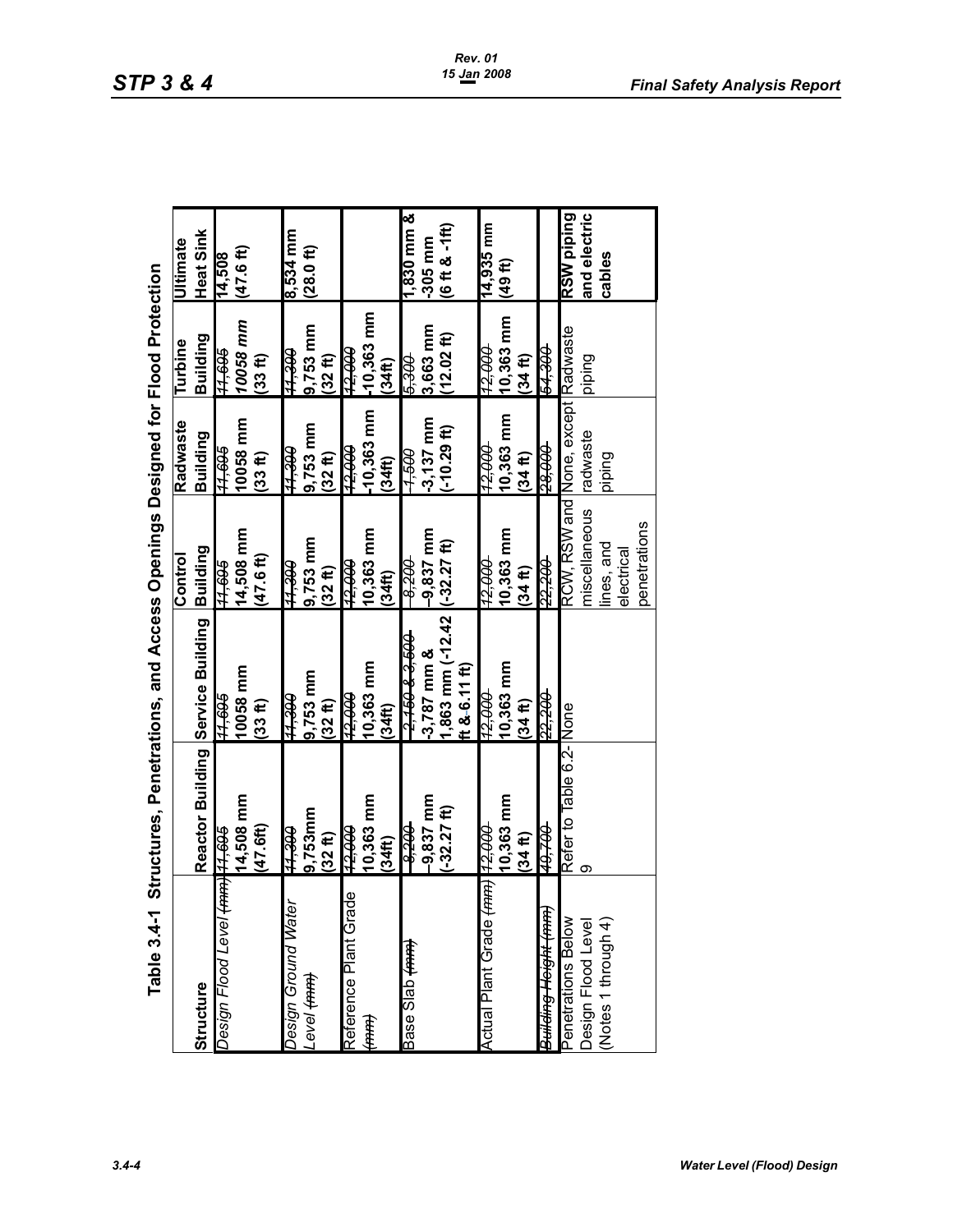**Table 3.4-1 Structures, Penetrations, and Access Openings Designed for Flood Protection**

| Structure | Reactor Building | Service Building | Control Building | Radwaste Building | Turbine Building | Ultimate Heat Sink |
|---|---|---|---|---|---|---|
| *Design Flood Level* ~~(mm)~~ | ~~11,695~~ 14,508 mm (47.6ft) | ~~11,695~~ 10058 mm (33 ft) | ~~11,695~~ 14,508 mm (47.6 ft) | ~~11,695~~ 10058 mm (33 ft) | ~~11,695~~ *10058 mm* (33 ft) | 14,508 (47.6 ft) |
| *Design Ground Water Level* ~~(mm)~~ | ~~11,300~~ 9,753mm (32 ft) | ~~11,300~~ 9,753 mm (32 ft) | ~~11,300~~ 9,753 mm (32 ft) | ~~11,300~~ 9,753 mm (32 ft) | ~~11,300~~ 9,753 mm (32 ft) | 8,534 mm (28.0 ft) |
| Reference Plant Grade ~~(mm)~~ | ~~12,000~~ 10,363 mm (34ft) | ~~12,000~~ 10,363 mm (34ft) | ~~12,000~~ 10,363 mm (34ft) | ~~12,000~~ -10,363 mm (34ft) | ~~12,000~~ -10,363 mm (34ft) | |
| Base Slab ~~(mm)~~ | ~~-8,200~~ -9,837 mm (-32.27 ft) | ~~-2,150 & 3,500~~ -3,787 mm & 1,863 mm (-12.42 ft & 6.11 ft) | ~~-8,200~~ -9,837 mm (-32.27 ft) | ~~-1,500~~ -3,137 mm (-10.29 ft) | ~~5,300~~ 3,663 mm (12.02 ft) | 1,830 mm & -305 mm (6 ft & -1ft) |
| Actual Plant Grade ~~(mm)~~ | ~~12,000~~ 10,363 mm (34 ft) | ~~12,000~~ 10,363 mm (34 ft) | ~~12,000~~ 10,363 mm (34 ft) | ~~12,000~~ 10,363 mm (34 ft) | ~~12,000~~ 10,363 mm (34 ft) | 14,935 mm (49 ft) |
| ~~*Building Height (mm)*~~ | ~~49,700~~ | ~~22,200~~ | ~~22,200~~ | ~~29,000~~ | ~~54,300~~ | |
| Penetrations Below Design Flood Level (Notes 1 through 4) | Refer to Table 6.2-9 | None | RCW, RSW and miscellaneous lines, and electrical penetrations | None, except radwaste piping | Radwaste piping | RSW piping and electric cables |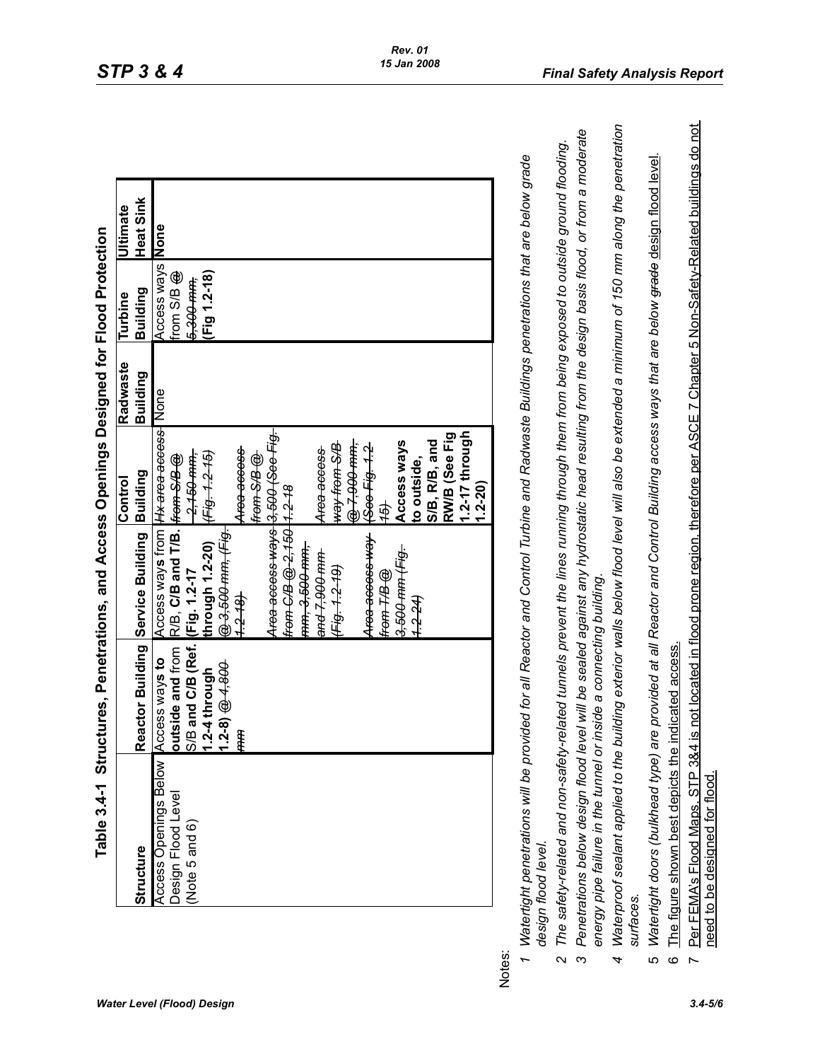## Table 3.4-1 Structures, Penetrations, and Access Openings Designed for Flood Protection

| Structure | Reactor Building | Service Building | Control Building | Radwaste Building | Turbine Building | Ultimate Heat Sink |
|---|---|---|---|---|---|---|
| Access Openings Below Design Flood Level (Note 5 and 6) | Access ways to **outside and from** S/B **and C/B (Ref. 1.2-4 through 1.2-8)** ~~@ 4,800 mm~~ | Access ways from R/B, **C/B and T/B. (Fig. 1.2-17 through 1.2-20)** ~~@ 3,500 mm, (Fig. 1.2-18)~~ ~~Area access ways from C/B @ 2,150 mm, 3,500 mm, and 7,900 mm (Fig. 1.2-19)~~ ~~Area access way from T/B @ 3,500 mm (Fig. 1.2-24)~~ | ~~Hx area access from S/B @ 2,150 mm, (Fig. 1.2-15)~~ ~~Area access from S/B @ 3,500 (See Fig. 1.2-18~~ ~~Area access way from S/B @ 7,900 mm, (See Fig. 1.2-15)~~ **Access ways to outside, S/B, R/B, and RW/B (See Fig 1.2-17 through 1.2-20)** | None | Access ways from S/B ~~@ 5,300 mm,~~ **(Fig 1.2-18)** | **None** |

Notes:

1. *Watertight penetrations will be provided for all Reactor and Control Turbine and Radwaste Buildings penetrations that are below grade design flood level.*
2. *The safety-related and non-safety-related tunnels prevent the lines running through them from being exposed to outside ground flooding.*
3. *Penetrations below design flood level will be sealed against any hydrostatic head resulting from the design basis flood, or from a moderate energy pipe failure in the tunnel or inside a connecting building.*
4. *Waterproof sealant applied to the building exterior walls below flood level will also be extended a minimum of 150 mm along the penetration surfaces.*
5. *Watertight doors (bulkhead type) are provided at all Reactor and Control Building access ways that are below ~~grade~~* design flood level.
6. The figure shown best depicts the indicated access.
7. Per FEMA's Flood Maps, STP 3&4 is not located in flood prone region, therefore per ASCE 7 Chapter 5 Non-Safety-Related buildings do not need to be designed for flood.